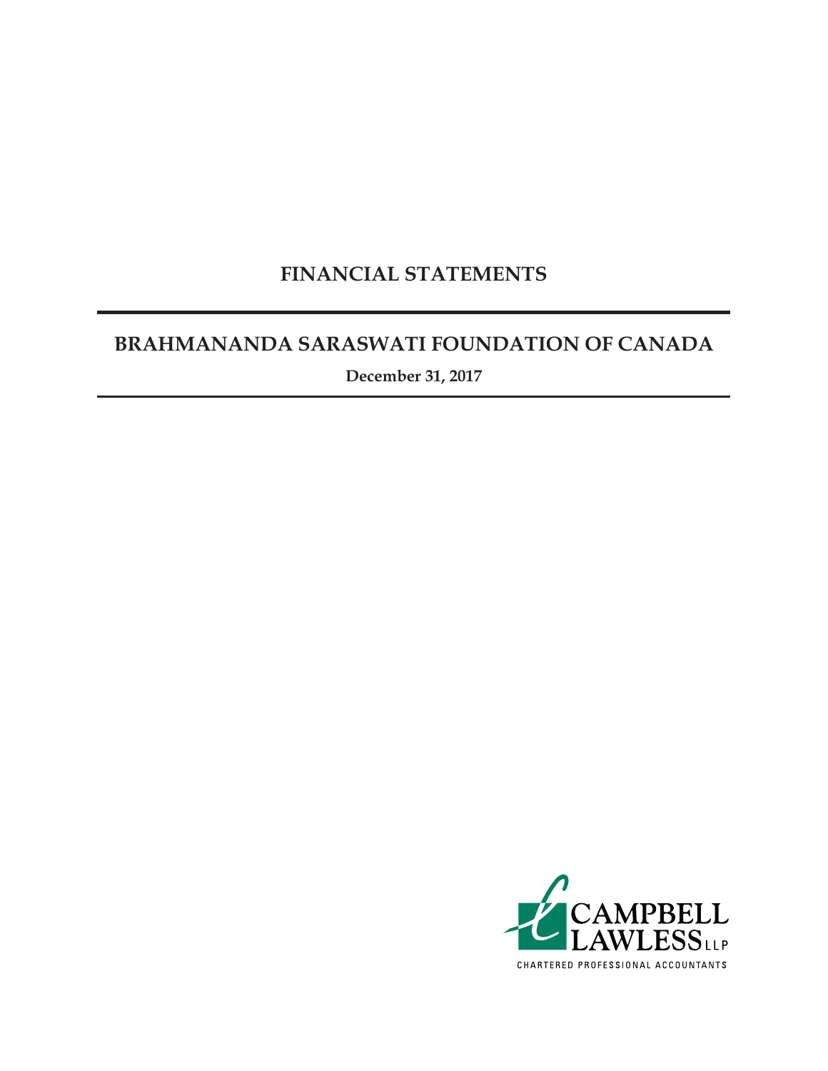# FINANCIAL STATEMENTS

## BRAHMANANDA SARASWATI FOUNDATION OF CANADA

**December 31, 2017**

CAMPBELL LAWLESS LLP

CHARTERED PROFESSIONAL ACCOUNTANTS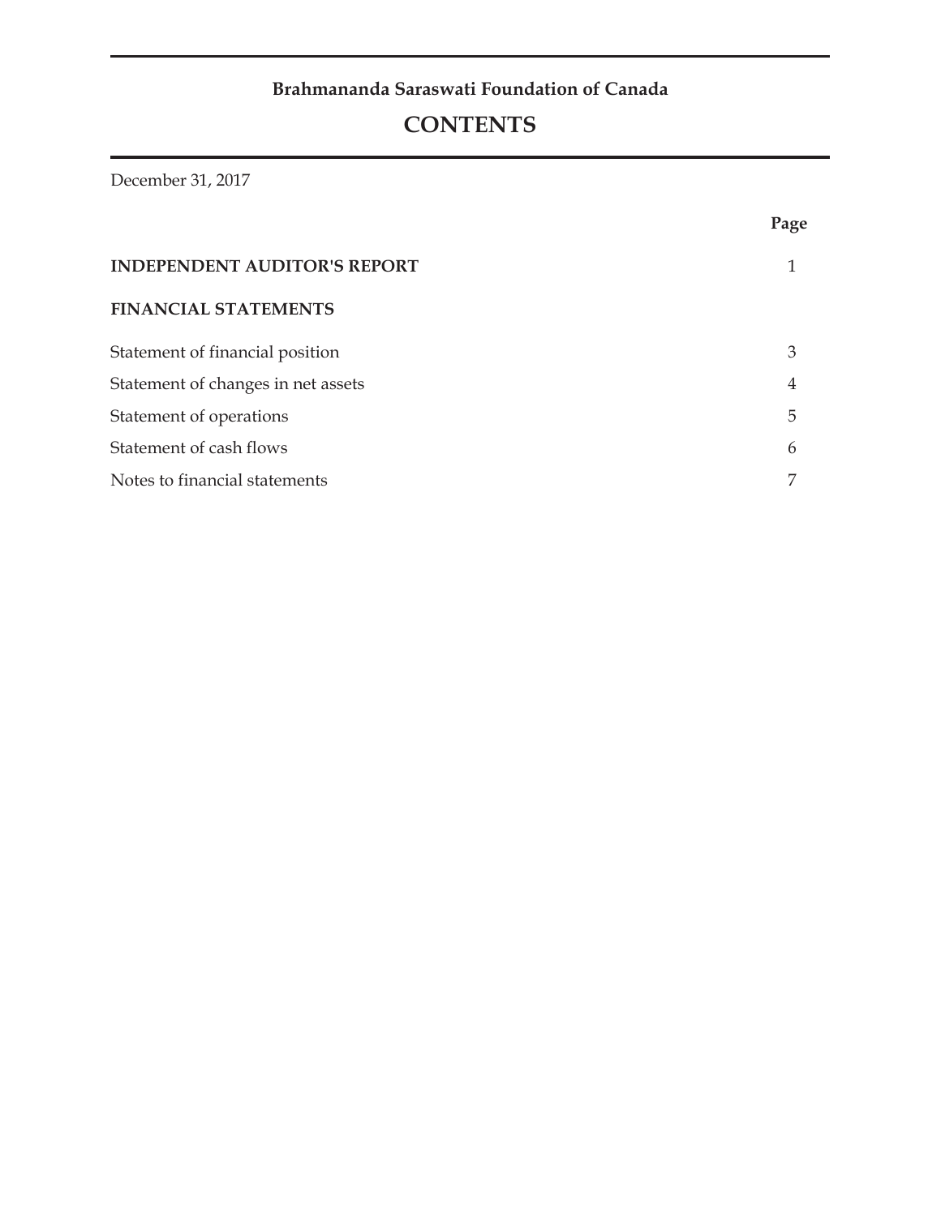**Brahmananda Saraswati Foundation of Canada**

# CONTENTS

December 31, 2017

| | Page |
|---|---|
| **INDEPENDENT AUDITOR'S REPORT** | 1 |
| **FINANCIAL STATEMENTS** | |
| Statement of financial position | 3 |
| Statement of changes in net assets | 4 |
| Statement of operations | 5 |
| Statement of cash flows | 6 |
| Notes to financial statements | 7 |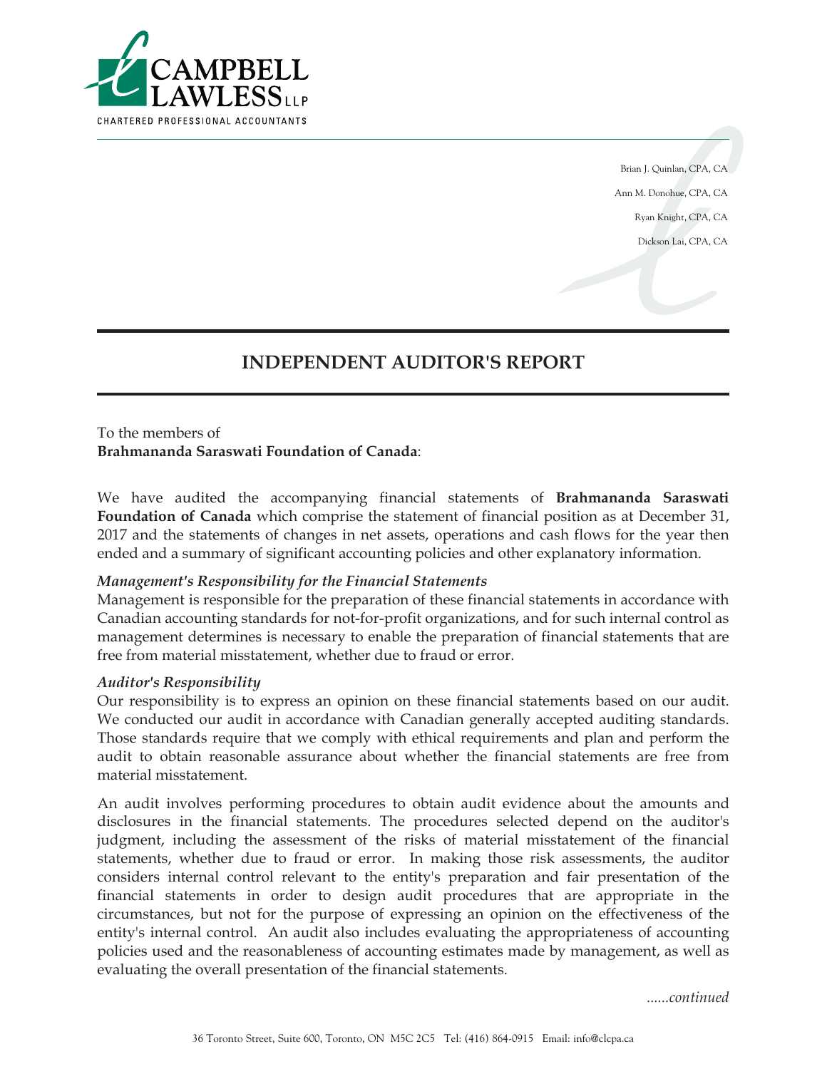CAMPBELL LAWLESS LLP

CHARTERED PROFESSIONAL ACCOUNTANTS

Brian J. Quinlan, CPA, CA

Ann M. Donohue, CPA, CA

Ryan Knight, CPA, CA

Dickson Lai, CPA, CA

# INDEPENDENT AUDITOR'S REPORT

To the members of
**Brahmananda Saraswati Foundation of Canada**:

We have audited the accompanying financial statements of **Brahmananda Saraswati Foundation of Canada** which comprise the statement of financial position as at December 31, 2017 and the statements of changes in net assets, operations and cash flows for the year then ended and a summary of significant accounting policies and other explanatory information.

***Management's Responsibility for the Financial Statements***

Management is responsible for the preparation of these financial statements in accordance with Canadian accounting standards for not-for-profit organizations, and for such internal control as management determines is necessary to enable the preparation of financial statements that are free from material misstatement, whether due to fraud or error.

***Auditor's Responsibility***

Our responsibility is to express an opinion on these financial statements based on our audit. We conducted our audit in accordance with Canadian generally accepted auditing standards. Those standards require that we comply with ethical requirements and plan and perform the audit to obtain reasonable assurance about whether the financial statements are free from material misstatement.

An audit involves performing procedures to obtain audit evidence about the amounts and disclosures in the financial statements. The procedures selected depend on the auditor's judgment, including the assessment of the risks of material misstatement of the financial statements, whether due to fraud or error. In making those risk assessments, the auditor considers internal control relevant to the entity's preparation and fair presentation of the financial statements in order to design audit procedures that are appropriate in the circumstances, but not for the purpose of expressing an opinion on the effectiveness of the entity's internal control. An audit also includes evaluating the appropriateness of accounting policies used and the reasonableness of accounting estimates made by management, as well as evaluating the overall presentation of the financial statements.

*......continued*

36 Toronto Street, Suite 600, Toronto, ON M5C 2C5 Tel: (416) 864-0915 Email: info@clcpa.ca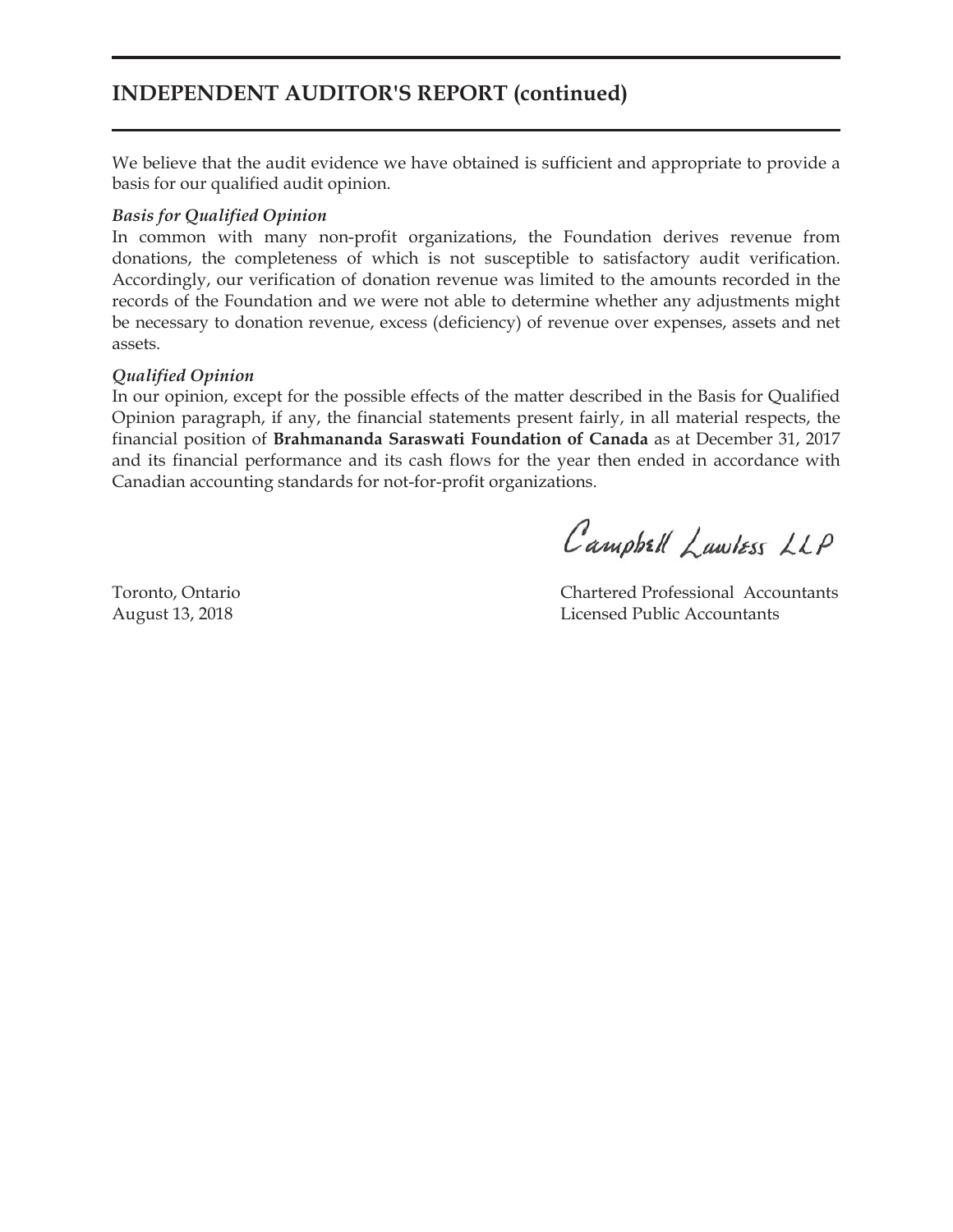## INDEPENDENT AUDITOR'S REPORT (continued)

We believe that the audit evidence we have obtained is sufficient and appropriate to provide a basis for our qualified audit opinion.

***Basis for Qualified Opinion***

In common with many non-profit organizations, the Foundation derives revenue from donations, the completeness of which is not susceptible to satisfactory audit verification. Accordingly, our verification of donation revenue was limited to the amounts recorded in the records of the Foundation and we were not able to determine whether any adjustments might be necessary to donation revenue, excess (deficiency) of revenue over expenses, assets and net assets.

***Qualified Opinion***

In our opinion, except for the possible effects of the matter described in the Basis for Qualified Opinion paragraph, if any, the financial statements present fairly, in all material respects, the financial position of **Brahmananda Saraswati Foundation of Canada** as at December 31, 2017 and its financial performance and its cash flows for the year then ended in accordance with Canadian accounting standards for not-for-profit organizations.

Campbell Lawless LLP

Toronto, Ontario
August 13, 2018

Chartered Professional Accountants
Licensed Public Accountants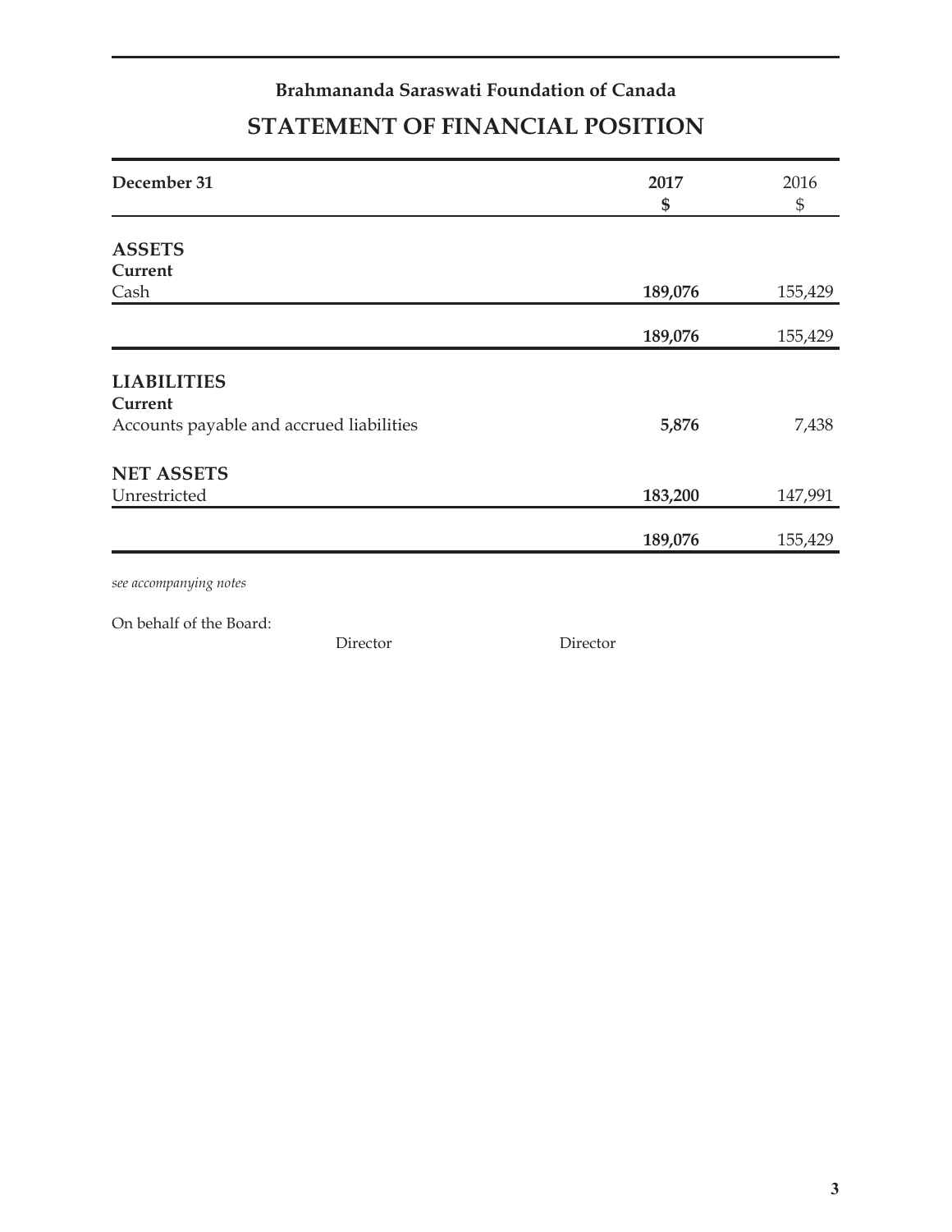**Brahmananda Saraswati Foundation of Canada**

# STATEMENT OF FINANCIAL POSITION

| December 31 | **2017**<br>**$** | 2016<br>$ |
|---|---|---|
| **ASSETS** | | |
| **Current** | | |
| Cash | **189,076** | 155,429 |
| | **189,076** | 155,429 |
| **LIABILITIES** | | |
| **Current** | | |
| Accounts payable and accrued liabilities | **5,876** | 7,438 |
| **NET ASSETS** | | |
| Unrestricted | **183,200** | 147,991 |
| | **189,076** | 155,429 |

*see accompanying notes*

On behalf of the Board:

Director Director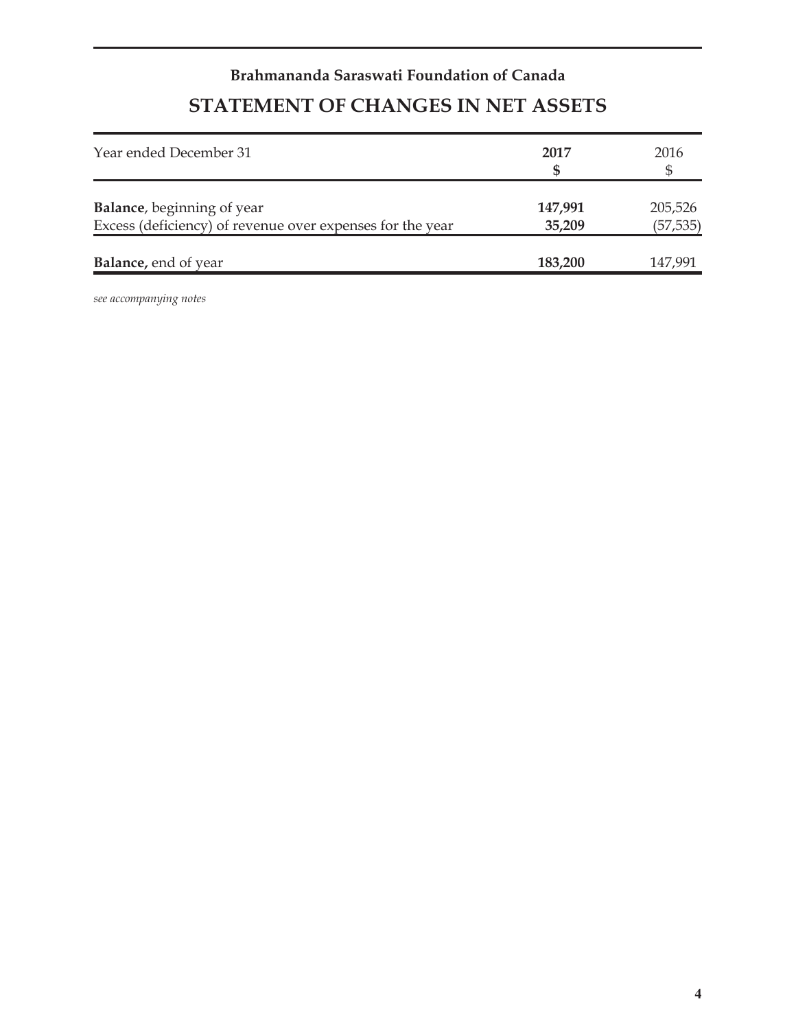**Brahmananda Saraswati Foundation of Canada**

# STATEMENT OF CHANGES IN NET ASSETS

| Year ended December 31 | **2017**<br>**$** | 2016<br>$ |
|---|---|---|
| **Balance**, beginning of year | **147,991** | 205,526 |
| Excess (deficiency) of revenue over expenses for the year | **35,209** | (57,535) |
| **Balance,** end of year | **183,200** | 147,991 |

*see accompanying notes*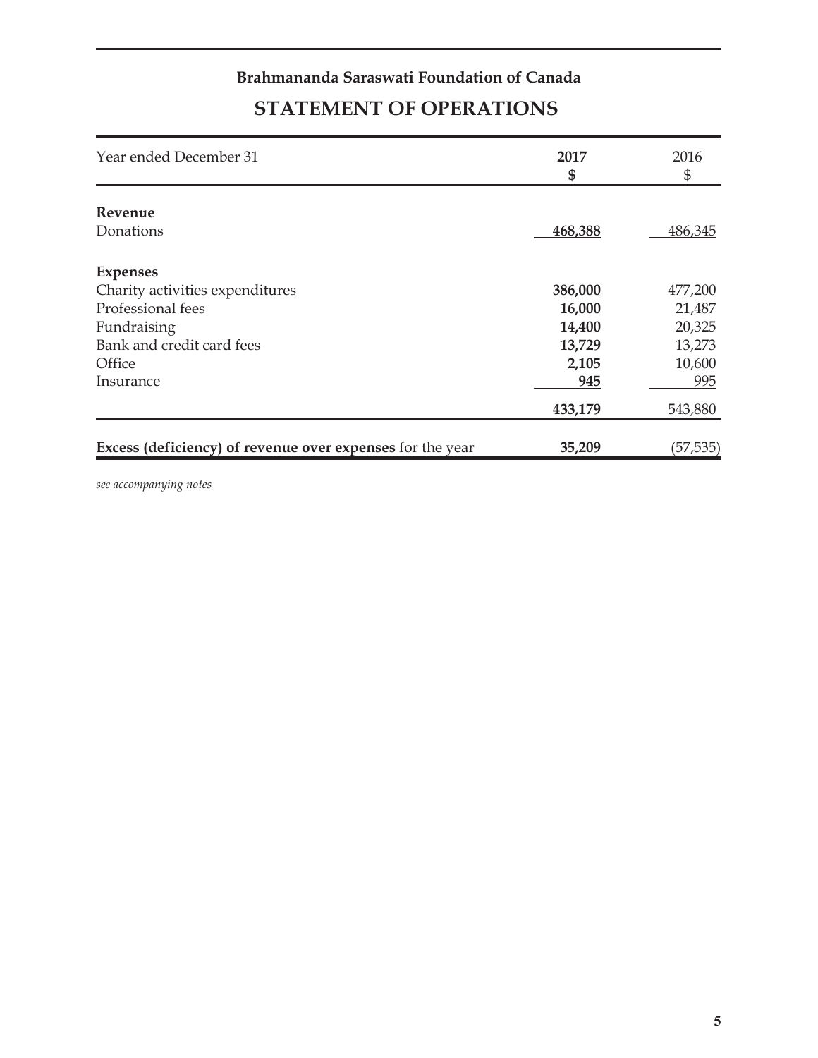**Brahmananda Saraswati Foundation of Canada**

## STATEMENT OF OPERATIONS

| Year ended December 31 | **2017** **$** | 2016 $ |
|---|---|---|
| **Revenue** | | |
| Donations | **468,388** | 486,345 |
| **Expenses** | | |
| Charity activities expenditures | **386,000** | 477,200 |
| Professional fees | **16,000** | 21,487 |
| Fundraising | **14,400** | 20,325 |
| Bank and credit card fees | **13,729** | 13,273 |
| Office | **2,105** | 10,600 |
| Insurance | **945** | 995 |
| | **433,179** | 543,880 |
| **Excess (deficiency) of revenue over expenses** for the year | **35,209** | (57,535) |

*see accompanying notes*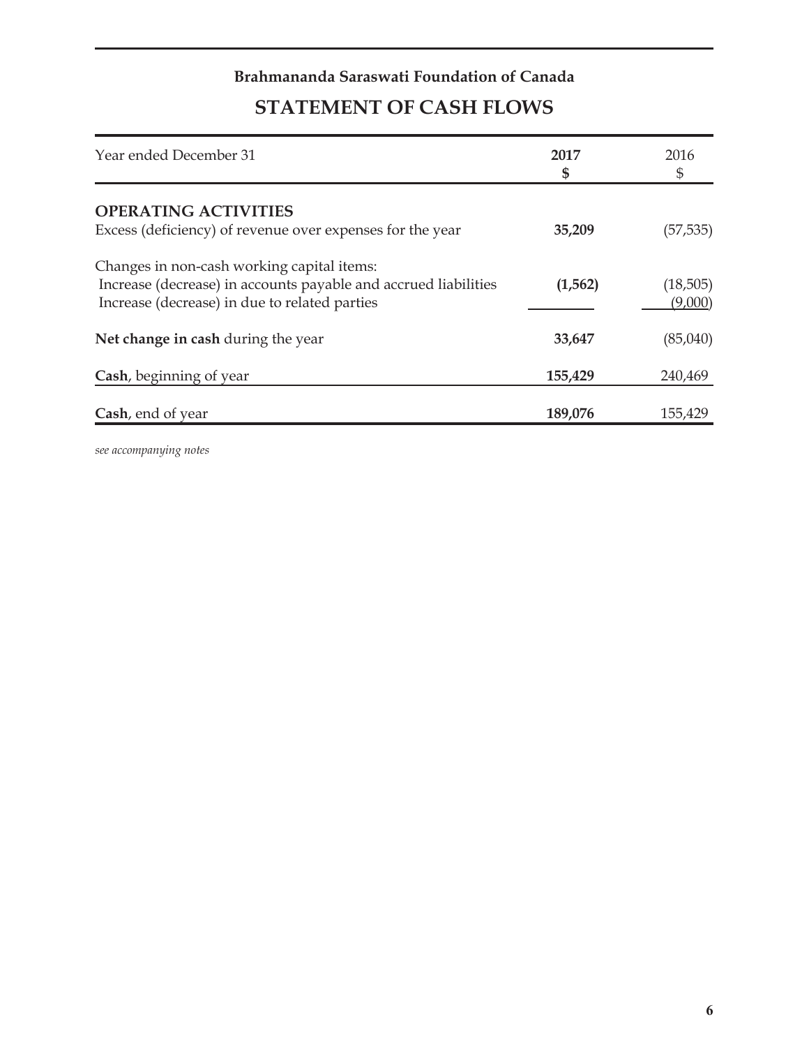**Brahmananda Saraswati Foundation of Canada**

# STATEMENT OF CASH FLOWS

| Year ended December 31 | **2017** **$** | 2016 $ |
|---|---|---|
| **OPERATING ACTIVITIES** | | |
| Excess (deficiency) of revenue over expenses for the year | **35,209** | (57,535) |
| Changes in non-cash working capital items: | | |
| Increase (decrease) in accounts payable and accrued liabilities | **(1,562)** | (18,505) |
| Increase (decrease) in due to related parties | | (9,000) |
| **Net change in cash** during the year | **33,647** | (85,040) |
| **Cash**, beginning of year | **155,429** | 240,469 |
| **Cash**, end of year | **189,076** | 155,429 |

*see accompanying notes*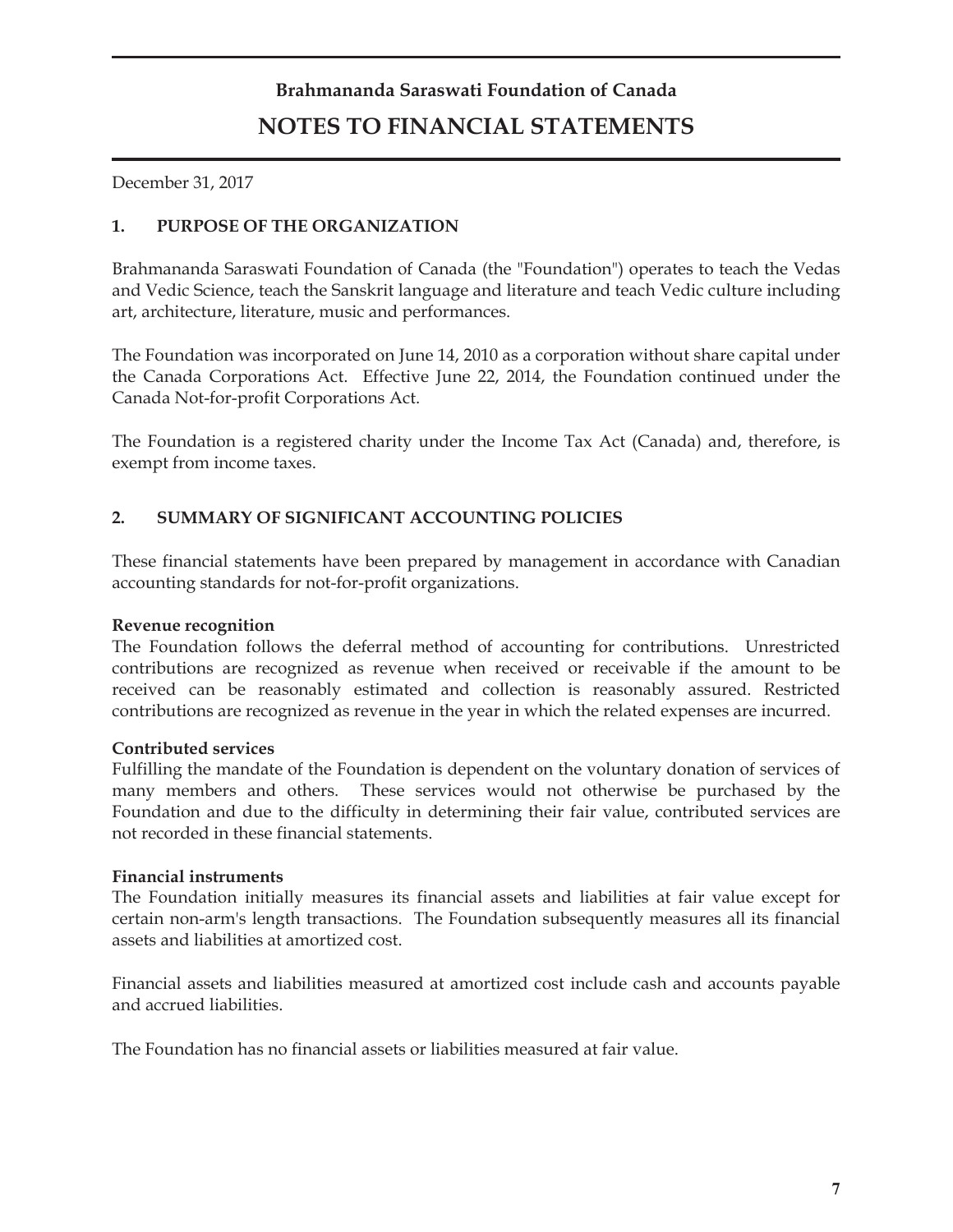# Brahmananda Saraswati Foundation of Canada

## NOTES TO FINANCIAL STATEMENTS

December 31, 2017

### 1. PURPOSE OF THE ORGANIZATION

Brahmananda Saraswati Foundation of Canada (the "Foundation") operates to teach the Vedas and Vedic Science, teach the Sanskrit language and literature and teach Vedic culture including art, architecture, literature, music and performances.

The Foundation was incorporated on June 14, 2010 as a corporation without share capital under the Canada Corporations Act. Effective June 22, 2014, the Foundation continued under the Canada Not-for-profit Corporations Act.

The Foundation is a registered charity under the Income Tax Act (Canada) and, therefore, is exempt from income taxes.

### 2. SUMMARY OF SIGNIFICANT ACCOUNTING POLICIES

These financial statements have been prepared by management in accordance with Canadian accounting standards for not-for-profit organizations.

**Revenue recognition**
The Foundation follows the deferral method of accounting for contributions. Unrestricted contributions are recognized as revenue when received or receivable if the amount to be received can be reasonably estimated and collection is reasonably assured. Restricted contributions are recognized as revenue in the year in which the related expenses are incurred.

**Contributed services**
Fulfilling the mandate of the Foundation is dependent on the voluntary donation of services of many members and others. These services would not otherwise be purchased by the Foundation and due to the difficulty in determining their fair value, contributed services are not recorded in these financial statements.

**Financial instruments**
The Foundation initially measures its financial assets and liabilities at fair value except for certain non-arm's length transactions. The Foundation subsequently measures all its financial assets and liabilities at amortized cost.

Financial assets and liabilities measured at amortized cost include cash and accounts payable and accrued liabilities.

The Foundation has no financial assets or liabilities measured at fair value.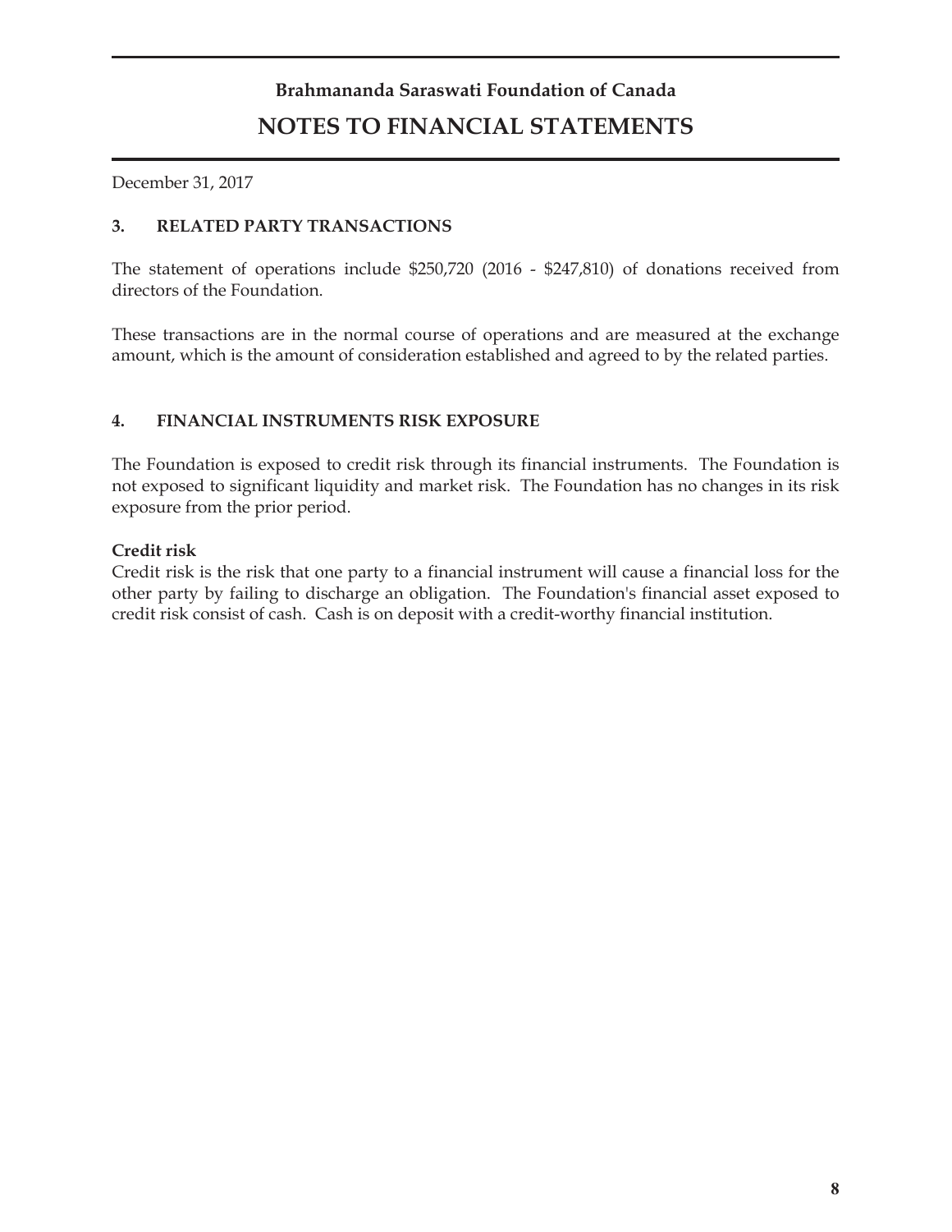Brahmananda Saraswati Foundation of Canada

# NOTES TO FINANCIAL STATEMENTS

December 31, 2017

## 3. RELATED PARTY TRANSACTIONS

The statement of operations include $250,720 (2016 - $247,810) of donations received from directors of the Foundation.

These transactions are in the normal course of operations and are measured at the exchange amount, which is the amount of consideration established and agreed to by the related parties.

## 4. FINANCIAL INSTRUMENTS RISK EXPOSURE

The Foundation is exposed to credit risk through its financial instruments. The Foundation is not exposed to significant liquidity and market risk. The Foundation has no changes in its risk exposure from the prior period.

**Credit risk**
Credit risk is the risk that one party to a financial instrument will cause a financial loss for the other party by failing to discharge an obligation. The Foundation's financial asset exposed to credit risk consist of cash. Cash is on deposit with a credit-worthy financial institution.